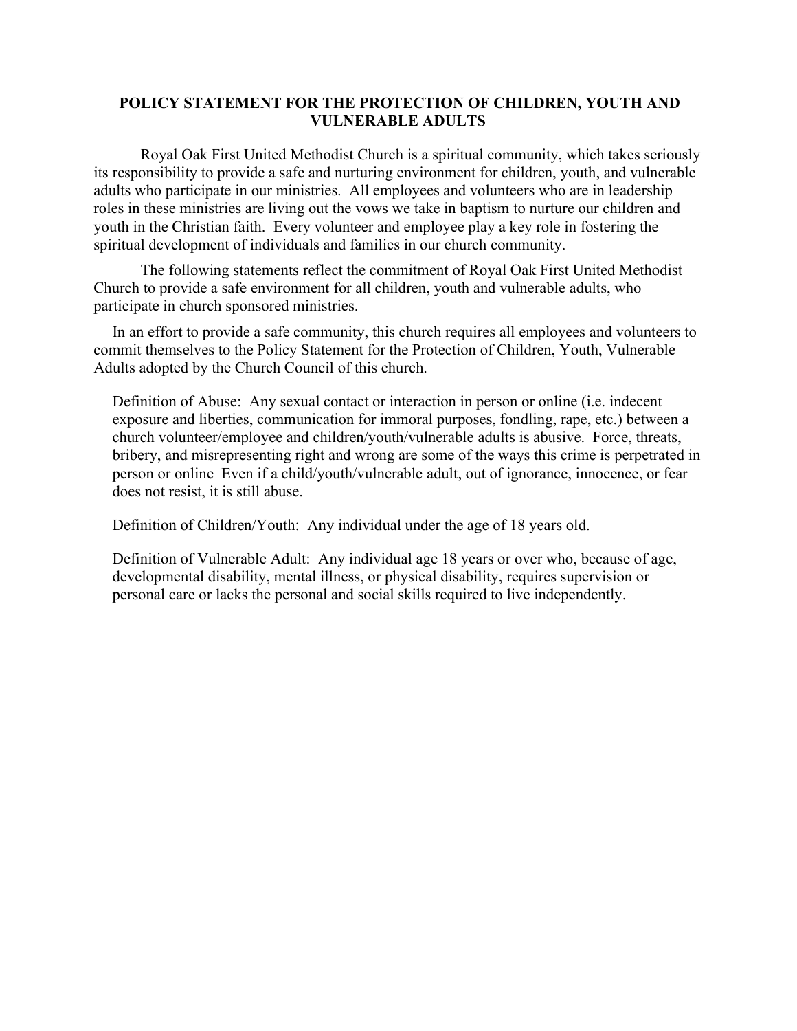# POLICY STATEMENT FOR THE PROTECTION OF CHILDREN, YOUTH AND VULNERABLE ADULTS

Royal Oak First United Methodist Church is a spiritual community, which takes seriously its responsibility to provide a safe and nurturing environment for children, youth, and vulnerable adults who participate in our ministries. All employees and volunteers who are in leadership roles in these ministries are living out the vows we take in baptism to nurture our children and youth in the Christian faith. Every volunteer and employee play a key role in fostering the spiritual development of individuals and families in our church community.

The following statements reflect the commitment of Royal Oak First United Methodist Church to provide a safe environment for all children, youth and vulnerable adults, who participate in church sponsored ministries.

In an effort to provide a safe community, this church requires all employees and volunteers to commit themselves to the Policy Statement for the Protection of Children, Youth, Vulnerable Adults adopted by the Church Council of this church.

Definition of Abuse: Any sexual contact or interaction in person or online (i.e. indecent exposure and liberties, communication for immoral purposes, fondling, rape, etc.) between a church volunteer/employee and children/youth/vulnerable adults is abusive. Force, threats, bribery, and misrepresenting right and wrong are some of the ways this crime is perpetrated in person or online Even if a child/youth/vulnerable adult, out of ignorance, innocence, or fear does not resist, it is still abuse.

Definition of Children/Youth: Any individual under the age of 18 years old.

Definition of Vulnerable Adult: Any individual age 18 years or over who, because of age, developmental disability, mental illness, or physical disability, requires supervision or personal care or lacks the personal and social skills required to live independently.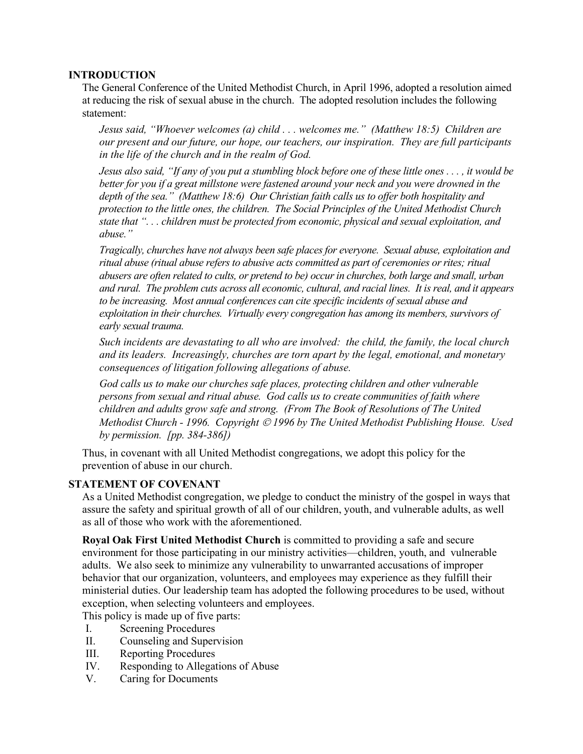## INTRODUCTION

The General Conference of the United Methodist Church, in April 1996, adopted a resolution aimed at reducing the risk of sexual abuse in the church. The adopted resolution includes the following statement:

*Jesus said, "Whoever welcomes (a) child . . . welcomes me." (Matthew 18:5) Children are our present and our future, our hope, our teachers, our inspiration. They are full participants in the life of the church and in the realm of God.*

*Jesus also said, "If any of you put a stumbling block before one of these little ones . . . , it would be better for you if a great millstone were fastened around your neck and you were drowned in the depth of the sea." (Matthew 18:6) Our Christian faith calls us to offer both hospitality and protection to the little ones, the children. The Social Principles of the United Methodist Church state that ". . . children must be protected from economic, physical and sexual exploitation, and abuse."*

*Tragically, churches have not always been safe places for everyone. Sexual abuse, exploitation and ritual abuse (ritual abuse refers to abusive acts committed as part of ceremonies or rites; ritual abusers are often related to cults, or pretend to be) occur in churches, both large and small, urban and rural. The problem cuts across all economic, cultural, and racial lines. It is real, and it appears to be increasing. Most annual conferences can cite specific incidents of sexual abuse and exploitation in their churches. Virtually every congregation has among its members, survivors of early sexual trauma.*

*Such incidents are devastating to all who are involved: the child, the family, the local church and its leaders. Increasingly, churches are torn apart by the legal, emotional, and monetary consequences of litigation following allegations of abuse.*

*God calls us to make our churches safe places, protecting children and other vulnerable persons from sexual and ritual abuse. God calls us to create communities of faith where children and adults grow safe and strong. (From The Book of Resolutions of The United Methodist Church - 1996. Copyright © 1996 by The United Methodist Publishing House. Used by permission. [pp. 384-386])*

Thus, in covenant with all United Methodist congregations, we adopt this policy for the prevention of abuse in our church.

## STATEMENT OF COVENANT

As a United Methodist congregation, we pledge to conduct the ministry of the gospel in ways that assure the safety and spiritual growth of all of our children, youth, and vulnerable adults, as well as all of those who work with the aforementioned.

**Royal Oak First United Methodist Church** is committed to providing a safe and secure environment for those participating in our ministry activities—children, youth, and vulnerable adults. We also seek to minimize any vulnerability to unwarranted accusations of improper behavior that our organization, volunteers, and employees may experience as they fulfill their ministerial duties. Our leadership team has adopted the following procedures to be used, without exception, when selecting volunteers and employees.

This policy is made up of five parts:

I. Screening Procedures
II. Counseling and Supervision
III. Reporting Procedures
IV. Responding to Allegations of Abuse
V. Caring for Documents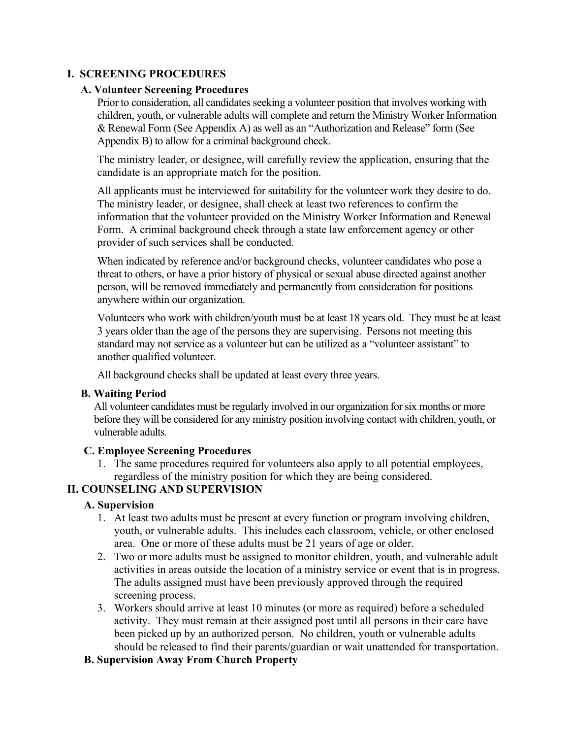## I. SCREENING PROCEDURES

### A. Volunteer Screening Procedures

Prior to consideration, all candidates seeking a volunteer position that involves working with children, youth, or vulnerable adults will complete and return the Ministry Worker Information & Renewal Form (See Appendix A) as well as an "Authorization and Release" form (See Appendix B) to allow for a criminal background check.

The ministry leader, or designee, will carefully review the application, ensuring that the candidate is an appropriate match for the position.

All applicants must be interviewed for suitability for the volunteer work they desire to do. The ministry leader, or designee, shall check at least two references to confirm the information that the volunteer provided on the Ministry Worker Information and Renewal Form. A criminal background check through a state law enforcement agency or other provider of such services shall be conducted.

When indicated by reference and/or background checks, volunteer candidates who pose a threat to others, or have a prior history of physical or sexual abuse directed against another person, will be removed immediately and permanently from consideration for positions anywhere within our organization.

Volunteers who work with children/youth must be at least 18 years old. They must be at least 3 years older than the age of the persons they are supervising. Persons not meeting this standard may not service as a volunteer but can be utilized as a "volunteer assistant" to another qualified volunteer.

All background checks shall be updated at least every three years.

### B. Waiting Period

All volunteer candidates must be regularly involved in our organization for six months or more before they will be considered for any ministry position involving contact with children, youth, or vulnerable adults.

### C. Employee Screening Procedures

1. The same procedures required for volunteers also apply to all potential employees, regardless of the ministry position for which they are being considered.

## II. COUNSELING AND SUPERVISION

### A. Supervision

1. At least two adults must be present at every function or program involving children, youth, or vulnerable adults. This includes each classroom, vehicle, or other enclosed area. One or more of these adults must be 21 years of age or older.
2. Two or more adults must be assigned to monitor children, youth, and vulnerable adult activities in areas outside the location of a ministry service or event that is in progress. The adults assigned must have been previously approved through the required screening process.
3. Workers should arrive at least 10 minutes (or more as required) before a scheduled activity. They must remain at their assigned post until all persons in their care have been picked up by an authorized person. No children, youth or vulnerable adults should be released to find their parents/guardian or wait unattended for transportation.

### B. Supervision Away From Church Property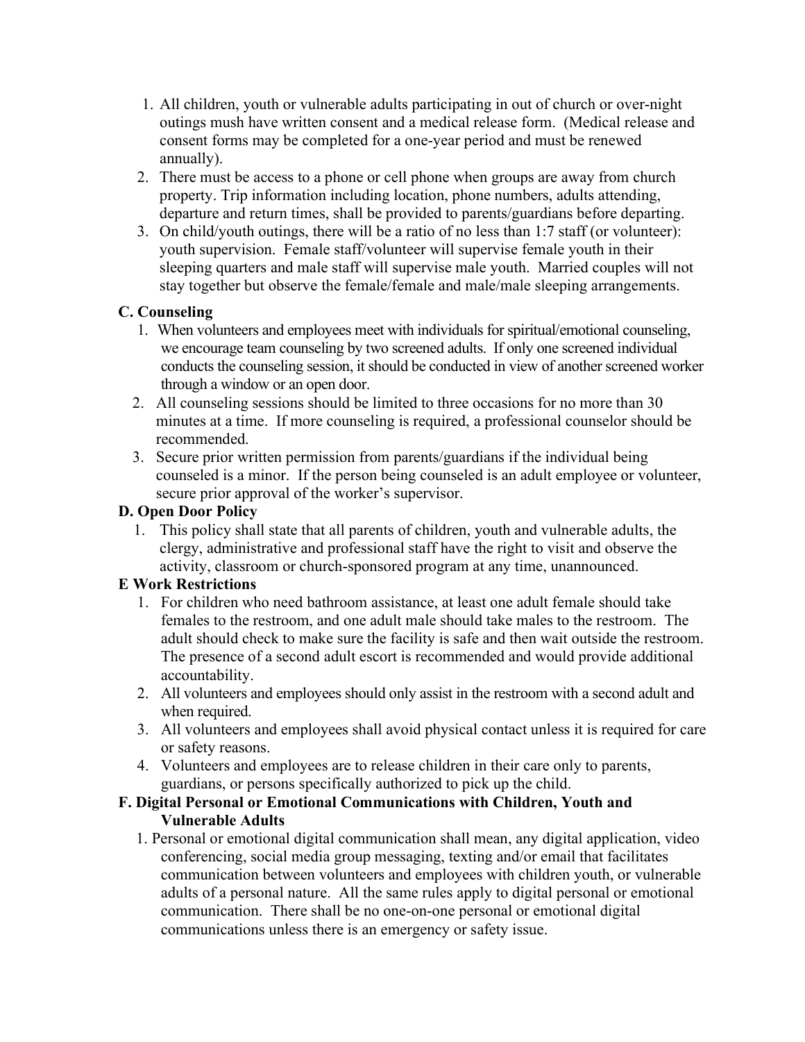1. All children, youth or vulnerable adults participating in out of church or over-night outings mush have written consent and a medical release form. (Medical release and consent forms may be completed for a one-year period and must be renewed annually).
2. There must be access to a phone or cell phone when groups are away from church property. Trip information including location, phone numbers, adults attending, departure and return times, shall be provided to parents/guardians before departing.
3. On child/youth outings, there will be a ratio of no less than 1:7 staff (or volunteer): youth supervision. Female staff/volunteer will supervise female youth in their sleeping quarters and male staff will supervise male youth. Married couples will not stay together but observe the female/female and male/male sleeping arrangements.

### C. Counseling

1. When volunteers and employees meet with individuals for spiritual/emotional counseling, we encourage team counseling by two screened adults. If only one screened individual conducts the counseling session, it should be conducted in view of another screened worker through a window or an open door.
2. All counseling sessions should be limited to three occasions for no more than 30 minutes at a time. If more counseling is required, a professional counselor should be recommended.
3. Secure prior written permission from parents/guardians if the individual being counseled is a minor. If the person being counseled is an adult employee or volunteer, secure prior approval of the worker's supervisor.

### D. Open Door Policy

1. This policy shall state that all parents of children, youth and vulnerable adults, the clergy, administrative and professional staff have the right to visit and observe the activity, classroom or church-sponsored program at any time, unannounced.

### E Work Restrictions

1. For children who need bathroom assistance, at least one adult female should take females to the restroom, and one adult male should take males to the restroom. The adult should check to make sure the facility is safe and then wait outside the restroom. The presence of a second adult escort is recommended and would provide additional accountability.
2. All volunteers and employees should only assist in the restroom with a second adult and when required.
3. All volunteers and employees shall avoid physical contact unless it is required for care or safety reasons.
4. Volunteers and employees are to release children in their care only to parents, guardians, or persons specifically authorized to pick up the child.

### F. Digital Personal or Emotional Communications with Children, Youth and Vulnerable Adults

1. Personal or emotional digital communication shall mean, any digital application, video conferencing, social media group messaging, texting and/or email that facilitates communication between volunteers and employees with children youth, or vulnerable adults of a personal nature. All the same rules apply to digital personal or emotional communication. There shall be no one-on-one personal or emotional digital communications unless there is an emergency or safety issue.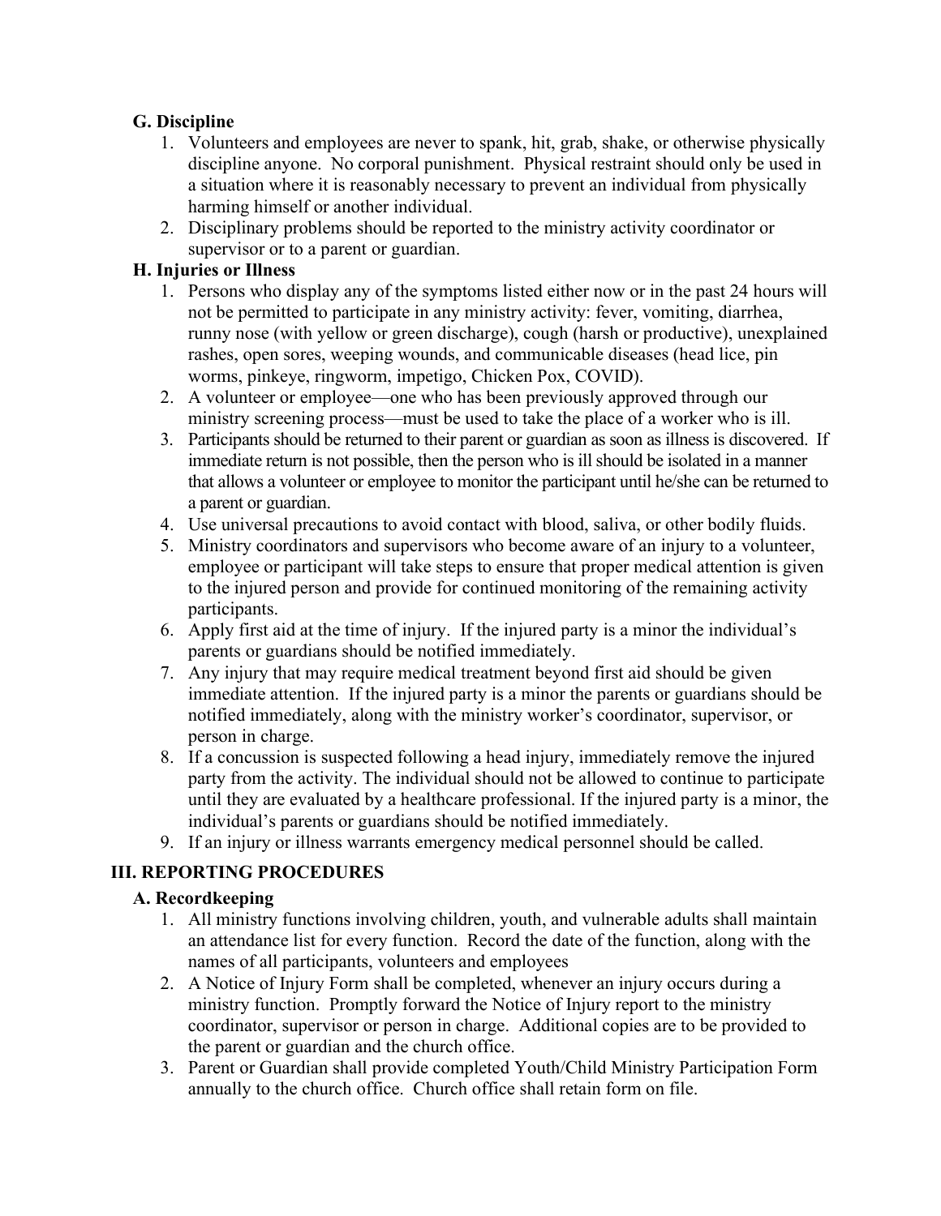### G. Discipline

1. Volunteers and employees are never to spank, hit, grab, shake, or otherwise physically discipline anyone. No corporal punishment. Physical restraint should only be used in a situation where it is reasonably necessary to prevent an individual from physically harming himself or another individual.
2. Disciplinary problems should be reported to the ministry activity coordinator or supervisor or to a parent or guardian.

### H. Injuries or Illness

1. Persons who display any of the symptoms listed either now or in the past 24 hours will not be permitted to participate in any ministry activity: fever, vomiting, diarrhea, runny nose (with yellow or green discharge), cough (harsh or productive), unexplained rashes, open sores, weeping wounds, and communicable diseases (head lice, pin worms, pinkeye, ringworm, impetigo, Chicken Pox, COVID).
2. A volunteer or employee—one who has been previously approved through our ministry screening process—must be used to take the place of a worker who is ill.
3. Participants should be returned to their parent or guardian as soon as illness is discovered. If immediate return is not possible, then the person who is ill should be isolated in a manner that allows a volunteer or employee to monitor the participant until he/she can be returned to a parent or guardian.
4. Use universal precautions to avoid contact with blood, saliva, or other bodily fluids.
5. Ministry coordinators and supervisors who become aware of an injury to a volunteer, employee or participant will take steps to ensure that proper medical attention is given to the injured person and provide for continued monitoring of the remaining activity participants.
6. Apply first aid at the time of injury. If the injured party is a minor the individual's parents or guardians should be notified immediately.
7. Any injury that may require medical treatment beyond first aid should be given immediate attention. If the injured party is a minor the parents or guardians should be notified immediately, along with the ministry worker's coordinator, supervisor, or person in charge.
8. If a concussion is suspected following a head injury, immediately remove the injured party from the activity. The individual should not be allowed to continue to participate until they are evaluated by a healthcare professional. If the injured party is a minor, the individual's parents or guardians should be notified immediately.
9. If an injury or illness warrants emergency medical personnel should be called.

## III. REPORTING PROCEDURES

### A. Recordkeeping

1. All ministry functions involving children, youth, and vulnerable adults shall maintain an attendance list for every function. Record the date of the function, along with the names of all participants, volunteers and employees
2. A Notice of Injury Form shall be completed, whenever an injury occurs during a ministry function. Promptly forward the Notice of Injury report to the ministry coordinator, supervisor or person in charge. Additional copies are to be provided to the parent or guardian and the church office.
3. Parent or Guardian shall provide completed Youth/Child Ministry Participation Form annually to the church office. Church office shall retain form on file.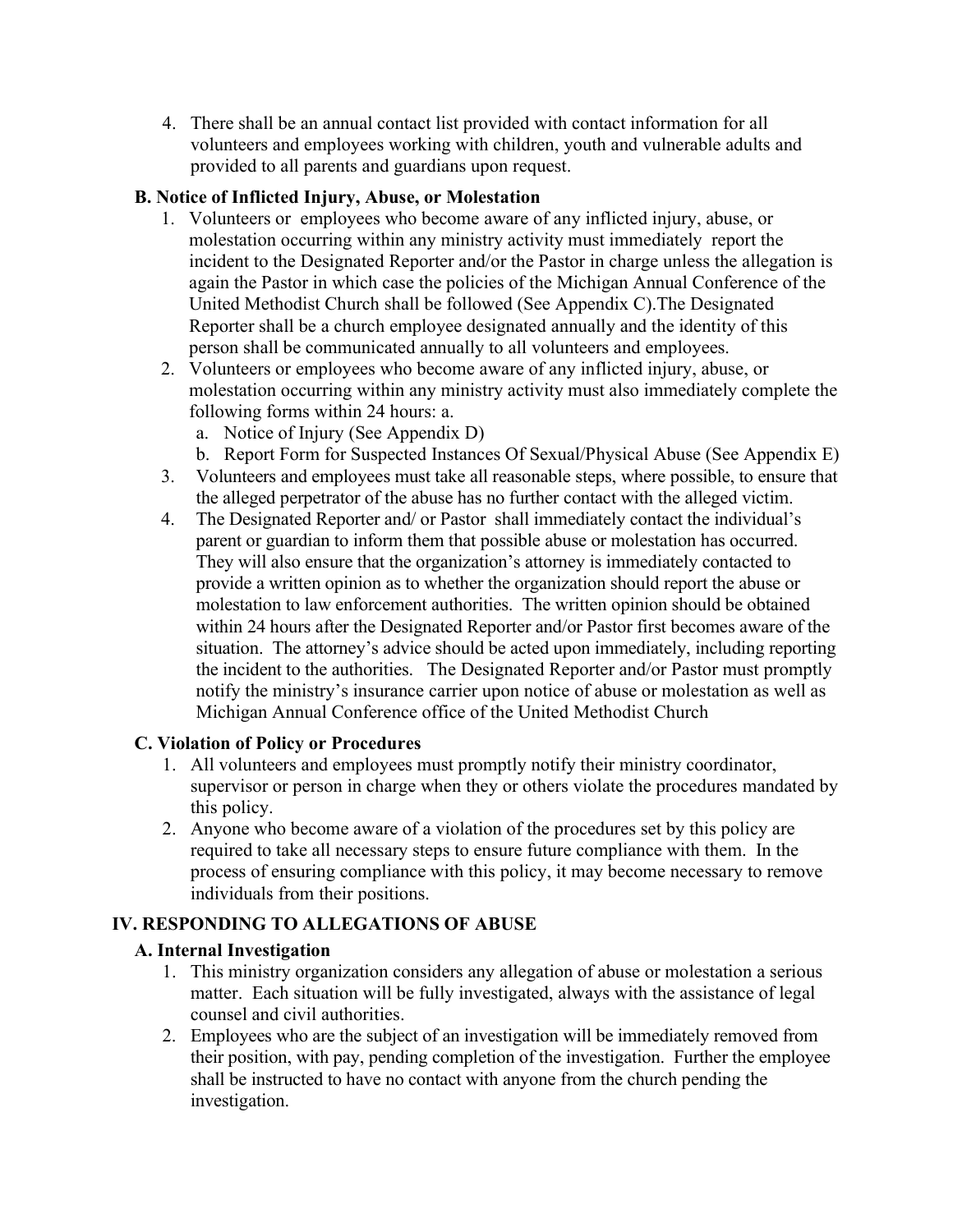4. There shall be an annual contact list provided with contact information for all volunteers and employees working with children, youth and vulnerable adults and provided to all parents and guardians upon request.

### B. Notice of Inflicted Injury, Abuse, or Molestation

1. Volunteers or employees who become aware of any inflicted injury, abuse, or molestation occurring within any ministry activity must immediately report the incident to the Designated Reporter and/or the Pastor in charge unless the allegation is again the Pastor in which case the policies of the Michigan Annual Conference of the United Methodist Church shall be followed (See Appendix C).The Designated Reporter shall be a church employee designated annually and the identity of this person shall be communicated annually to all volunteers and employees.
2. Volunteers or employees who become aware of any inflicted injury, abuse, or molestation occurring within any ministry activity must also immediately complete the following forms within 24 hours: a.
   a. Notice of Injury (See Appendix D)
   b. Report Form for Suspected Instances Of Sexual/Physical Abuse (See Appendix E)
3. Volunteers and employees must take all reasonable steps, where possible, to ensure that the alleged perpetrator of the abuse has no further contact with the alleged victim.
4. The Designated Reporter and/ or Pastor shall immediately contact the individual's parent or guardian to inform them that possible abuse or molestation has occurred. They will also ensure that the organization's attorney is immediately contacted to provide a written opinion as to whether the organization should report the abuse or molestation to law enforcement authorities. The written opinion should be obtained within 24 hours after the Designated Reporter and/or Pastor first becomes aware of the situation. The attorney's advice should be acted upon immediately, including reporting the incident to the authorities. The Designated Reporter and/or Pastor must promptly notify the ministry's insurance carrier upon notice of abuse or molestation as well as Michigan Annual Conference office of the United Methodist Church

### C. Violation of Policy or Procedures

1. All volunteers and employees must promptly notify their ministry coordinator, supervisor or person in charge when they or others violate the procedures mandated by this policy.
2. Anyone who become aware of a violation of the procedures set by this policy are required to take all necessary steps to ensure future compliance with them. In the process of ensuring compliance with this policy, it may become necessary to remove individuals from their positions.

## IV. RESPONDING TO ALLEGATIONS OF ABUSE

### A. Internal Investigation

1. This ministry organization considers any allegation of abuse or molestation a serious matter. Each situation will be fully investigated, always with the assistance of legal counsel and civil authorities.
2. Employees who are the subject of an investigation will be immediately removed from their position, with pay, pending completion of the investigation. Further the employee shall be instructed to have no contact with anyone from the church pending the investigation.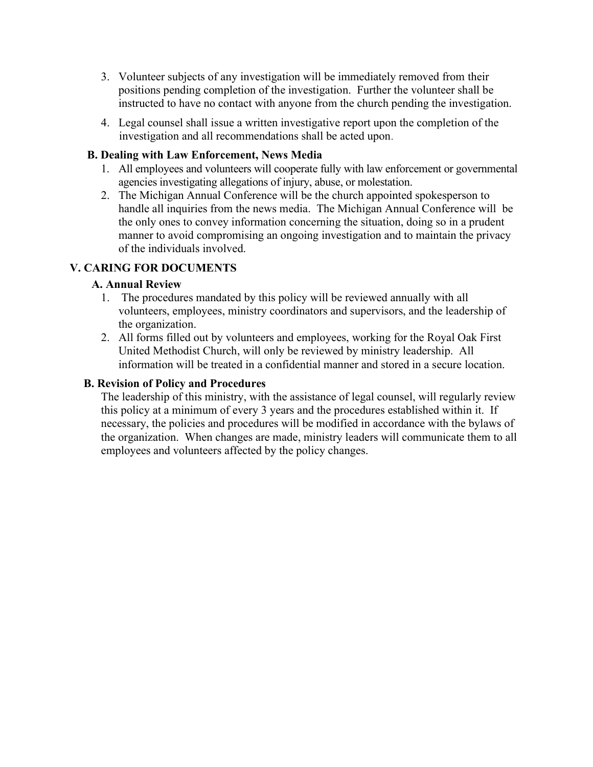3. Volunteer subjects of any investigation will be immediately removed from their positions pending completion of the investigation. Further the volunteer shall be instructed to have no contact with anyone from the church pending the investigation.

4. Legal counsel shall issue a written investigative report upon the completion of the investigation and all recommendations shall be acted upon.

### B. Dealing with Law Enforcement, News Media

1. All employees and volunteers will cooperate fully with law enforcement or governmental agencies investigating allegations of injury, abuse, or molestation.
2. The Michigan Annual Conference will be the church appointed spokesperson to handle all inquiries from the news media. The Michigan Annual Conference will be the only ones to convey information concerning the situation, doing so in a prudent manner to avoid compromising an ongoing investigation and to maintain the privacy of the individuals involved.

## V. CARING FOR DOCUMENTS

### A. Annual Review

1. The procedures mandated by this policy will be reviewed annually with all volunteers, employees, ministry coordinators and supervisors, and the leadership of the organization.
2. All forms filled out by volunteers and employees, working for the Royal Oak First United Methodist Church, will only be reviewed by ministry leadership. All information will be treated in a confidential manner and stored in a secure location.

### B. Revision of Policy and Procedures

The leadership of this ministry, with the assistance of legal counsel, will regularly review this policy at a minimum of every 3 years and the procedures established within it. If necessary, the policies and procedures will be modified in accordance with the bylaws of the organization. When changes are made, ministry leaders will communicate them to all employees and volunteers affected by the policy changes.